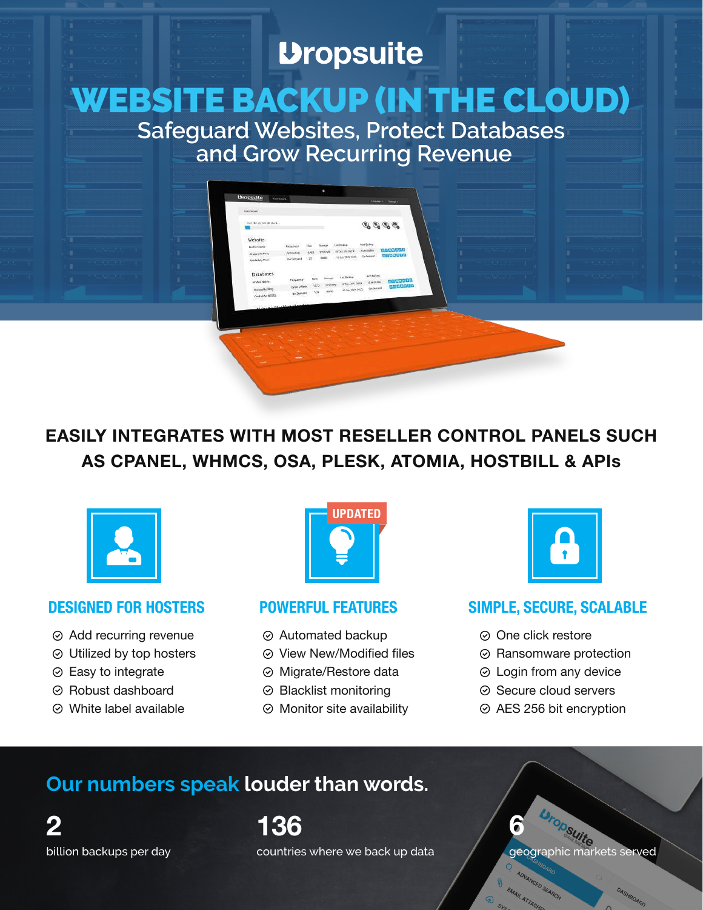# Dropsuite

# WEBSITE BACKUP (IN THE CLOUD)

## Safeguard Websites, Protect Databases and Grow Recurring Revenue

**EASILY INTEGRATES WITH MOST RESELLER CONTROL PANELS SUCH AS CPANEL, WHMCS, OSA, PLESK, ATOMIA, HOSTBILL & APIs**

### DESIGNED FOR HOSTERS

- Add recurring revenue
- Utilized by top hosters
- Easy to integrate
- Robust dashboard
- White label available

### POWERFUL FEATURES

UPDATED

- Automated backup
- View New/Modified files
- Migrate/Restore data
- Blacklist monitoring
- Monitor site availability

### SIMPLE, SECURE, SCALABLE

- One click restore
- Ransomware protection
- Login from any device
- Secure cloud servers
- AES 256 bit encryption

## Our numbers speak louder than words.

**2**
billion backups per day

**136**
countries where we back up data

**6**
geographic markets served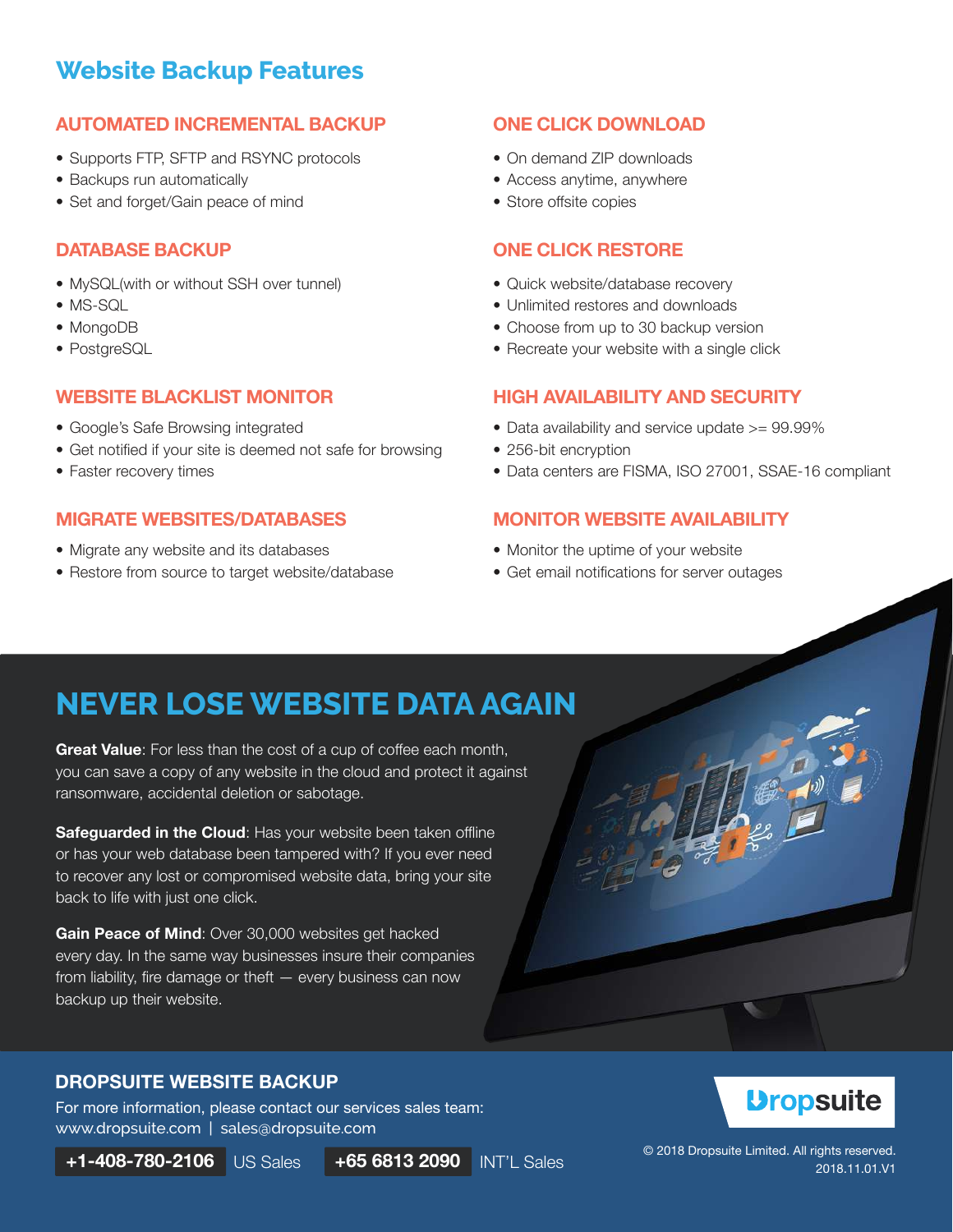# Website Backup Features

## AUTOMATED INCREMENTAL BACKUP

- Supports FTP, SFTP and RSYNC protocols
- Backups run automatically
- Set and forget/Gain peace of mind

## DATABASE BACKUP

- MySQL(with or without SSH over tunnel)
- MS-SQL
- MongoDB
- PostgreSQL

## WEBSITE BLACKLIST MONITOR

- Google's Safe Browsing integrated
- Get notified if your site is deemed not safe for browsing
- Faster recovery times

## MIGRATE WEBSITES/DATABASES

- Migrate any website and its databases
- Restore from source to target website/database

## ONE CLICK DOWNLOAD

- On demand ZIP downloads
- Access anytime, anywhere
- Store offsite copies

## ONE CLICK RESTORE

- Quick website/database recovery
- Unlimited restores and downloads
- Choose from up to 30 backup version
- Recreate your website with a single click

## HIGH AVAILABILITY AND SECURITY

- Data availability and service update >= 99.99%
- 256-bit encryption
- Data centers are FISMA, ISO 27001, SSAE-16 compliant

## MONITOR WEBSITE AVAILABILITY

- Monitor the uptime of your website
- Get email notifications for server outages

# NEVER LOSE WEBSITE DATA AGAIN

**Great Value**: For less than the cost of a cup of coffee each month, you can save a copy of any website in the cloud and protect it against ransomware, accidental deletion or sabotage.

**Safeguarded in the Cloud**: Has your website been taken offline or has your web database been tampered with? If you ever need to recover any lost or compromised website data, bring your site back to life with just one click.

**Gain Peace of Mind**: Over 30,000 websites get hacked every day. In the same way businesses insure their companies from liability, fire damage or theft — every business can now backup up their website.

## DROPSUITE WEBSITE BACKUP

For more information, please contact our services sales team:
www.dropsuite.com | sales@dropsuite.com

**+1-408-780-2106** US Sales **+65 6813 2090** INT'L Sales

Dropsuite

© 2018 Dropsuite Limited. All rights reserved.
2018.11.01.V1